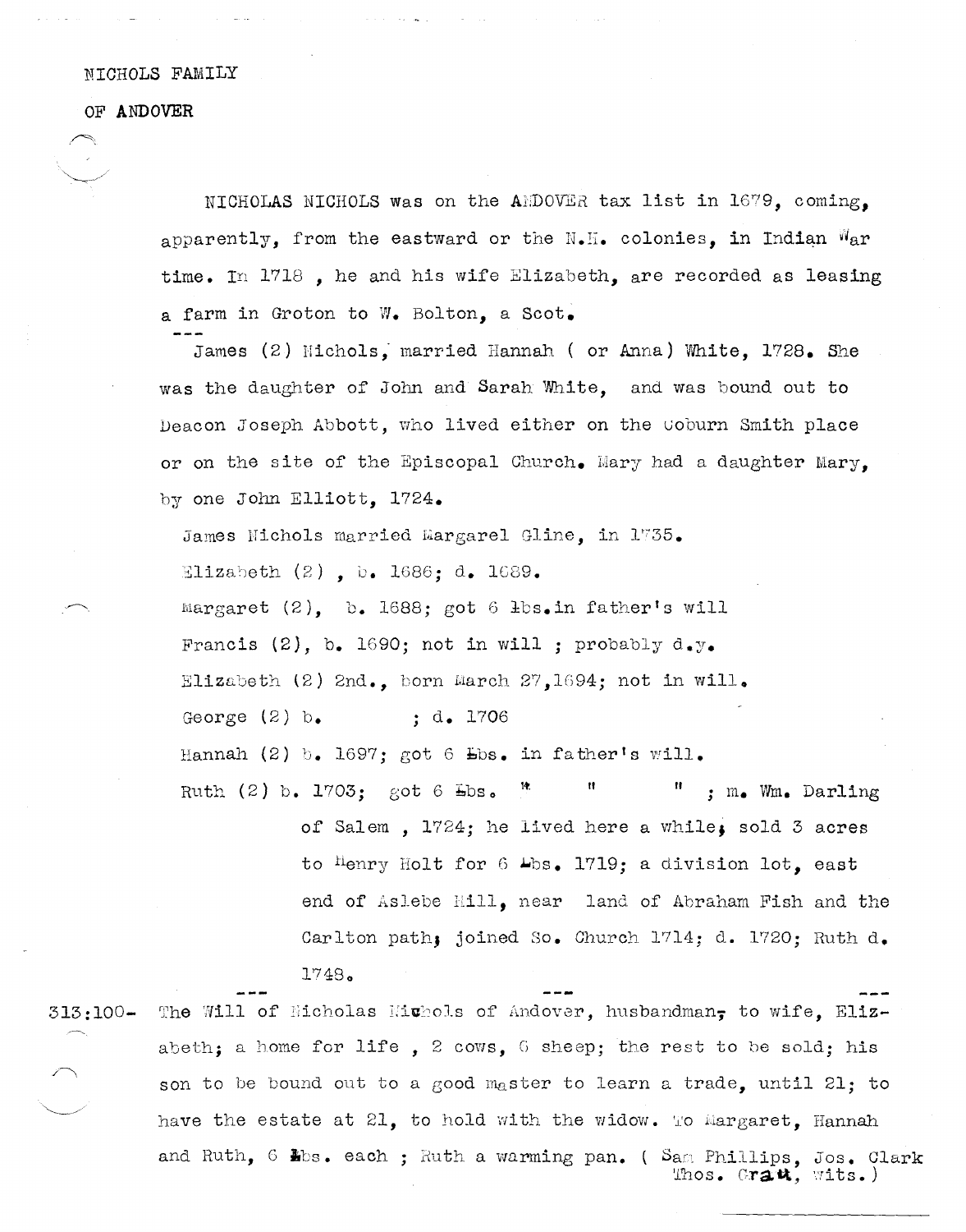NICHOLS FAMILY

OF ANDOVER

NICHOLAS NICHOLS was on the ANDOVER tax list in 1679, coming, apparently, from the eastward or the N.H. colonies, in Indian War time. In 1718 , he and his wife Elizabeth, are recorded as leasing a farm in Groton to W. Bolton, a Scot.

---

James (2) Nichols, married Hannah ( or Anna) White, 1728. She was the daughter of John and Sarah White, and was bound out to Deacon Joseph Abbott, who lived either on the Coburn Smith place or on the site of the Episcopal Church. Mary had a daughter Mary, by one John Elliott, 1724.

James Nichols married Margarel Gline, in 1735.

Elizabeth (2) , b. 1686; d. 1689.

Margaret (2), b. 1688; got 6 lbs.in father's will

Francis (2), b. 1690; not in will ; probably d.y.

Elizabeth (2) 2nd., born March 27,1694; not in will.

George (2) b. ; d. 1706

Hannah (2) b. 1697; got 6 lbs. in father's will.

Ruth (2) b. 1703; got 6 lbs. " " " ; m. Wm. Darling of Salem , 1724; he lived here a while; sold 3 acres to Henry Holt for 6 lbs. 1719; a division lot, east end of Aslebe Hill, near land of Abraham Fish and the Carlton path; joined So. Church 1714; d. 1720; Ruth d. 1748.

--- --- ---

313:100- The Will of Nicholas Nichols of Andover, husbandman, to wife, Elizabeth; a home for life , 2 cows, 6 sheep; the rest to be sold; his son to be bound out to a good master to learn a trade, until 21; to have the estate at 21, to hold with the widow. To Margaret, Hannah and Ruth, 6 lbs. each ; Ruth a warming pan. ( Sam Phillips, Jos. Clark Thos. Gratt, wits.)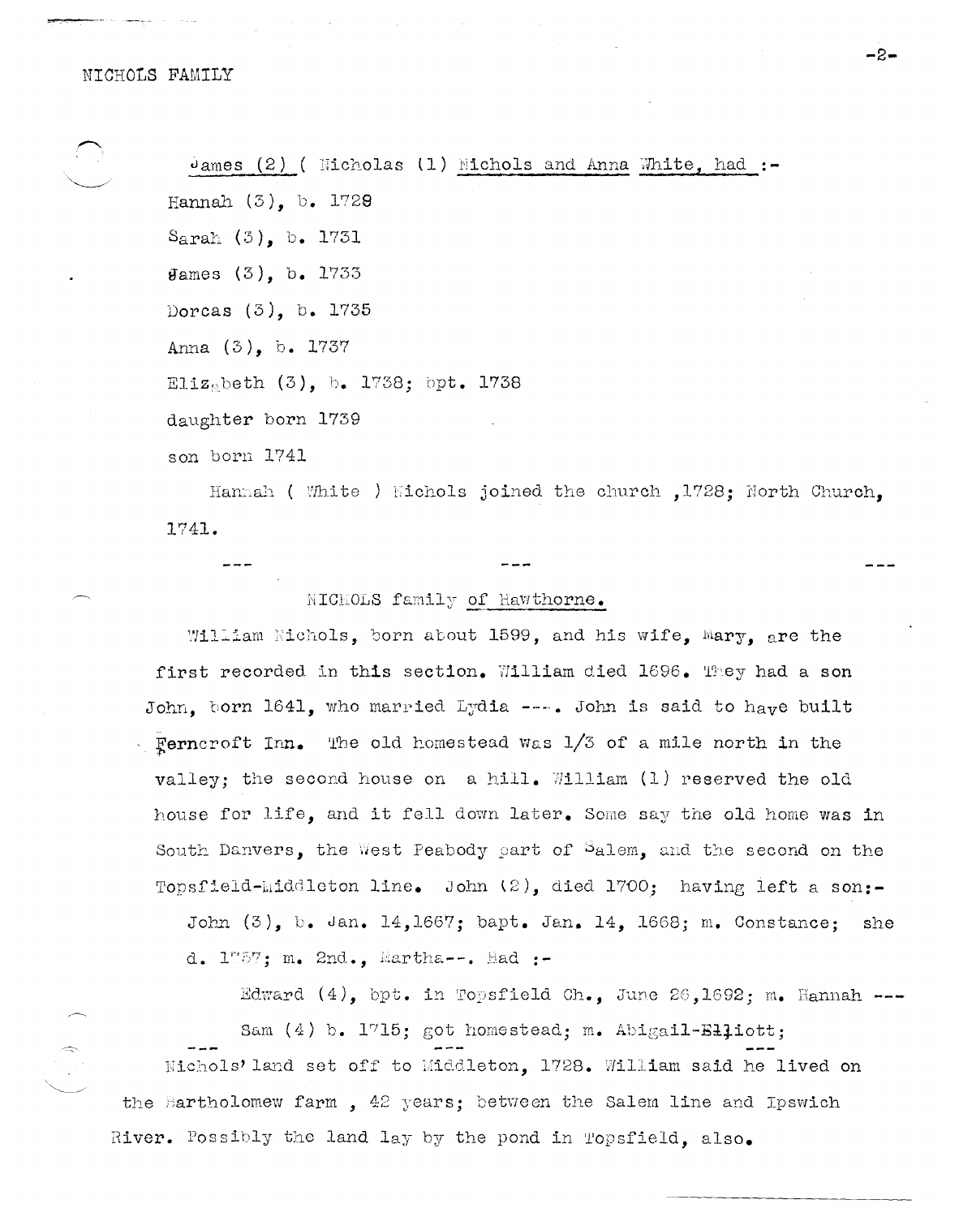James (2) ( Nicholas (1) Nichols and Anna White, had :-

Hannah (3), b. 1728

Sarah (3), b. 1731

James (3), b. 1733

Dorcas (3), b. 1735

Anna (3), b. 1737

Elizabeth (3), b. 1738; bpt. 1738

daughter born 1739

son born 1741

Hannah ( White ) Nichols joined the church ,1728; North Church, 1741.

--- --- ---

NICHOLS family of Hawthorne.

William Nichols, born about 1599, and his wife, Mary, are the first recorded in this section. William died 1696. They had a son John, born 1641, who married Lydia ---. John is said to have built Ferncroft Inn. The old homestead was 1/3 of a mile north in the valley; the second house on a hill. William (1) reserved the old house for life, and it fell down later. Some say the old home was in South Danvers, the West Peabody part of Salem, and the second on the Topsfield-Middleton line. John (2), died 1700; having left a son:-

John (3), b. Jan. 14,1667; bapt. Jan. 14, 1668; m. Constance; she d. 1757; m. 2nd., Martha--. Had :-

Edward (4), bpt. in Topsfield Ch., June 26,1692; m. Hannah ---

Sam (4) b. 1715; got homestead; m. Abigail-Elliott;

--- --- ---

Nichols' land set off to Middleton, 1728. William said he lived on the Bartholomew farm , 42 years; between the Salem line and Ipswich River. Possibly the land lay by the pond in Topsfield, also.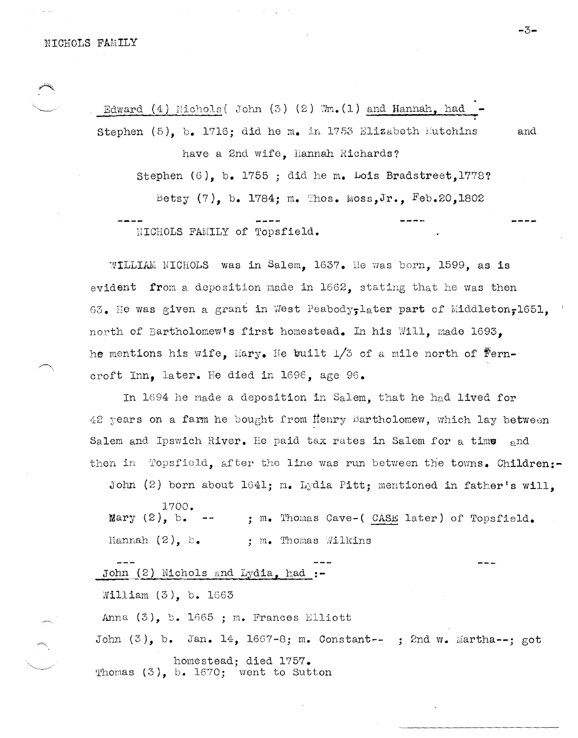Edward (4) Nichols( John (3) (2) Wm.(1) and Hannah, had -

Stephen (5), b. 1716; did he m. in 1753 Elizabeth Hutchins and have a 2nd wife, Hannah Richards?

Stephen (6), b. 1755 ; did he m. Lois Bradstreet,1778?

Betsy (7), b. 1784; m. Thos. Moss,Jr., Feb.20,1802

---- ---- ---- ----

NICHOLS FAMILY of Topsfield.

WILLIAM NICHOLS was in Salem, 1637. He was born, 1599, as is evident from a deposition made in 1662, stating that he was then 63. He was given a grant in West Peabody-later part of Middleton-1651, north of Bartholomew's first homestead. In his Will, made 1693, he mentions his wife, Mary. He built 1/3 of a mile north of Ferncroft Inn, later. He died in 1696, age 96.

In 1694 he made a deposition in Salem, that he had lived for 42 years on a farm he bought from Henry Bartholomew, which lay between Salem and Ipswich River. He paid tax rates in Salem for a time and then in Topsfield, after the line was run between the towns. Children:-

John (2) born about 1641; m. Lydia Pitt; mentioned in father's will, 1700.

Mary (2), b. -- ; m. Thomas Cave-( CASE later) of Topsfield.

Hannah (2), b. ; m. Thomas Wilkins

--- --- ---

John (2) Nichols and Lydia, had :-

William (3), b. 1663

Anna (3), b. 1665 ; m. Frances Elliott

John (3), b. Jan. 14, 1667-8; m. Constant-- ; 2nd w. Martha--; got homestead; died 1757.

Thomas (3), b. 1670; went to Sutton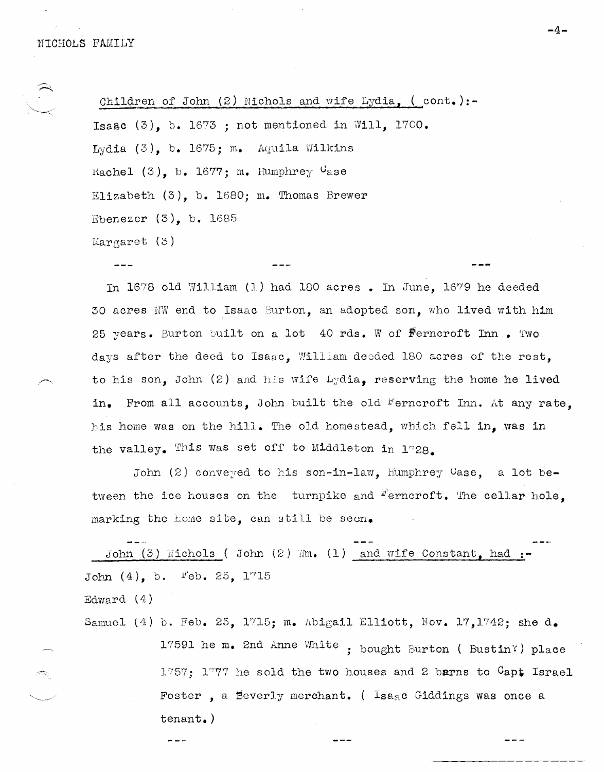Children of John (2) Nichols and wife Lydia, ( cont.):-

Isaac (3), b. 1673 ; not mentioned in Will, 1700.

Lydia (3), b. 1675; m. Aquila Wilkins

Rachel (3), b. 1677; m. Humphrey Case

Elizabeth (3), b. 1680; m. Thomas Brewer

Ebenezer (3), b. 1685

Margaret (3)

--- --- ---

In 1678 old William (1) had 180 acres . In June, 1679 he deeded 30 acres NW end to Isaac Burton, an adopted son, who lived with him 25 years. Burton built on a lot 40 rds. W of Ferncroft Inn . Two days after the deed to Isaac, William deeded 180 acres of the rest, to his son, John (2) and his wife Lydia, reserving the home he lived in. From all accounts, John built the old Ferncroft Inn. At any rate, his home was on the hill. The old homestead, which fell in, was in the valley. This was set off to Middleton in 1728.

John (2) conveyed to his son-in-law, Humphrey Case, a lot between the ice houses on the turnpike and Ferncroft. The cellar hole, marking the home site, can still be seen.

--- --- ---

John (3) Nichols ( John (2) Wm. (1) and wife Constant, had :-

John (4), b. Feb. 25, 1715

Edward (4)

Samuel (4) b. Feb. 25, 1715; m. Abigail Elliott, Nov. 17,1742; she d. 17591 he m. 2nd Anne White ; bought Burton ( Bustin?) place 1757; 1777 he sold the two houses and 2 barns to Capt Israel Foster , a Beverly merchant. ( Isaac Giddings was once a tenant.)

--- --- ---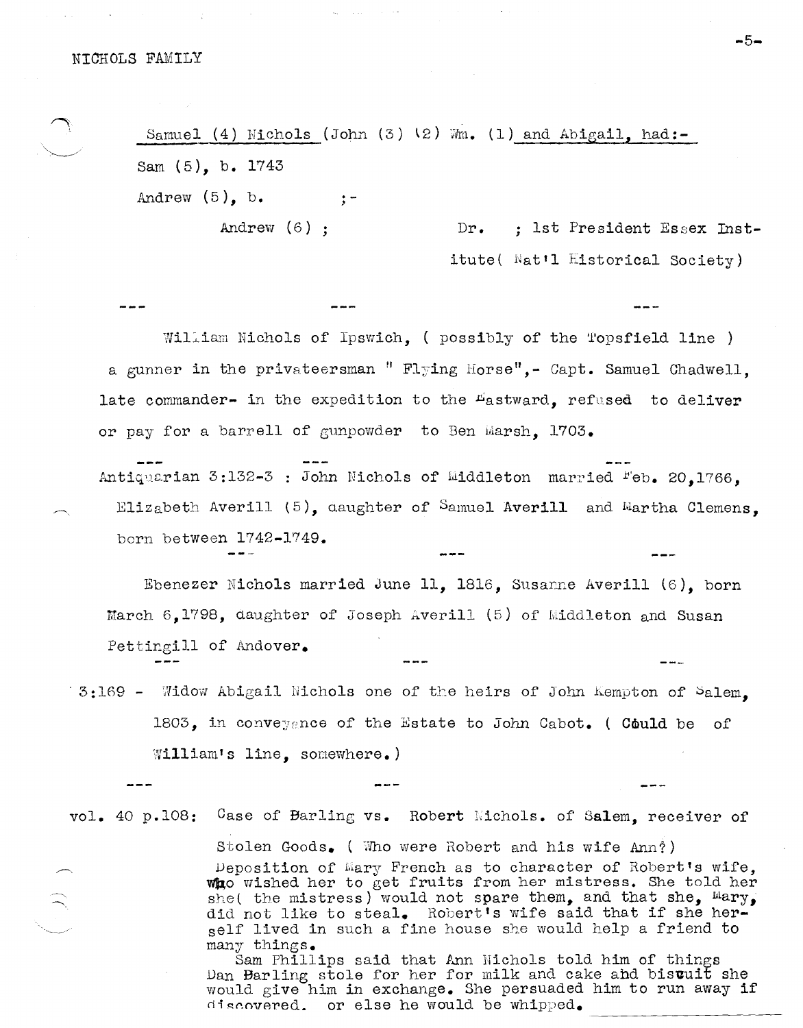Samuel (4) Nichols (John (3) (2) Wm. (1) and Abigail, had:-

Sam (5), b. 1743

Andrew (5), b. ;-

Andrew (6) ; Dr. ; 1st President Essex Institute( Nat'l Historical Society)

--- --- ---

William Nichols of Ipswich, ( possibly of the Topsfield line ) a gunner in the privateersman " Flying Horse",- Capt. Samuel Chadwell, late commander- in the expedition to the Eastward, refused to deliver or pay for a barrell of gunpowder to Ben Marsh, 1703.

--- --- ---

Antiquarian 3:132-3 : John Nichols of Middleton married Feb. 20,1766, Elizabeth Averill (5), daughter of Samuel Averill and Martha Clemens, born between 1742-1749.

--- --- ---

Ebenezer Nichols married June 11, 1816, Susanne Averill (6), born March 6,1798, daughter of Joseph Averill (5) of Middleton and Susan Pettingill of Andover.

--- --- ---

3:169 - Widow Abigail Nichols one of the heirs of John Kempton of Salem, 1803, in conveyance of the Estate to John Cabot. ( Could be of William's line, somewhere.)

--- --- ---

vol. 40 p.108: Case of Barling vs. Robert Nichols. of Salem, receiver of Stolen Goods. ( Who were Robert and his wife Ann?)

Deposition of Mary French as to character of Robert's wife, who wished her to get fruits from her mistress. She told her she( the mistress) would not spare them, and that she, Mary, did not like to steal. Robert's wife said that if she herself lived in such a fine house she would help a friend to many things.

Sam Phillips said that Ann Nichols told him of things Dan Barling stole for her for milk and cake and bisquit she would give him in exchange. She persuaded him to run away if discovered. or else he would be whipped.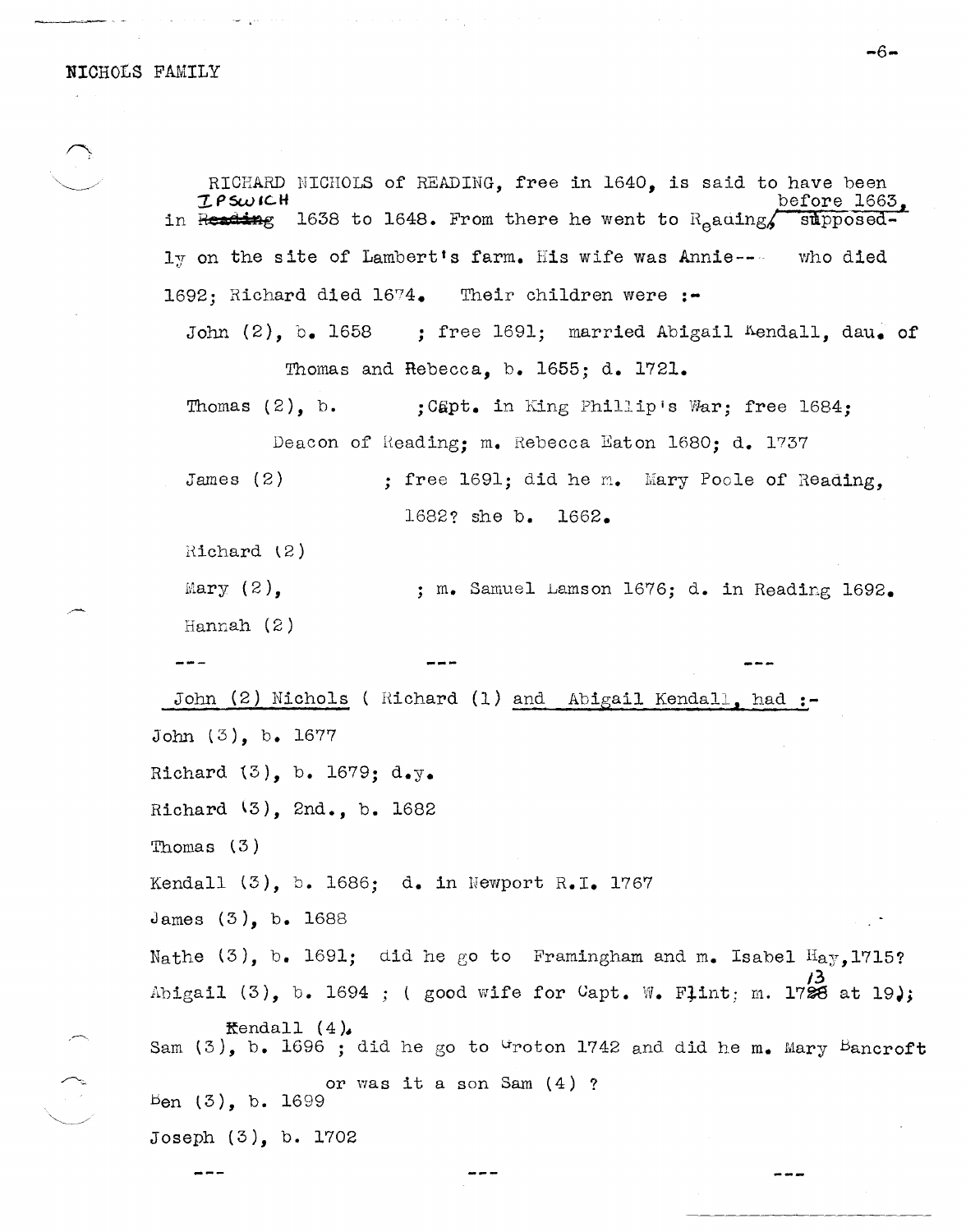RICHARD NICHOLS of READING, free in 1640, is said to have been in ~~Reading~~ IPSWICH 1638 to 1648. From there he went to Reading, before 1663, supposedly on the site of Lambert's farm. His wife was Annie--- who died 1692; Richard died 1674. Their children were :-

John (2), b. 1658 ; free 1691; married Abigail Kendall, dau. of Thomas and Rebecca, b. 1655; d. 1721.

Thomas (2), b. ; Capt. in King Phillip's War; free 1684; Deacon of Reading; m. Rebecca Eaton 1680; d. 1737

James (2) ; free 1691; did he m. Mary Poole of Reading, 1682? she b. 1662.

Richard (2)

Mary (2), ; m. Samuel Lamson 1676; d. in Reading 1692.

Hannah (2)

--- --- ---

John (2) Nichols ( Richard (1) and Abigail Kendall, had :-

John (3), b. 1677

Richard (3), b. 1679; d.y.

Richard (3), 2nd., b. 1682

Thomas (3)

Kendall (3), b. 1686; d. in Newport R.I. 1767

James (3), b. 1688

Nathe (3), b. 1691; did he go to Framingham and m. Isabel Hay, 1715?

Abigail (3), b. 1694 ; ( good wife for Capt. W. Flint; m. 1713 at 19);

Sam (3), b. 1696 ; did he go to Groton 1742 and did he m. Mary Bancroft Kendall (4). or was it a son Sam (4) ?

Ben (3), b. 1699

Joseph (3), b. 1702

--- --- ---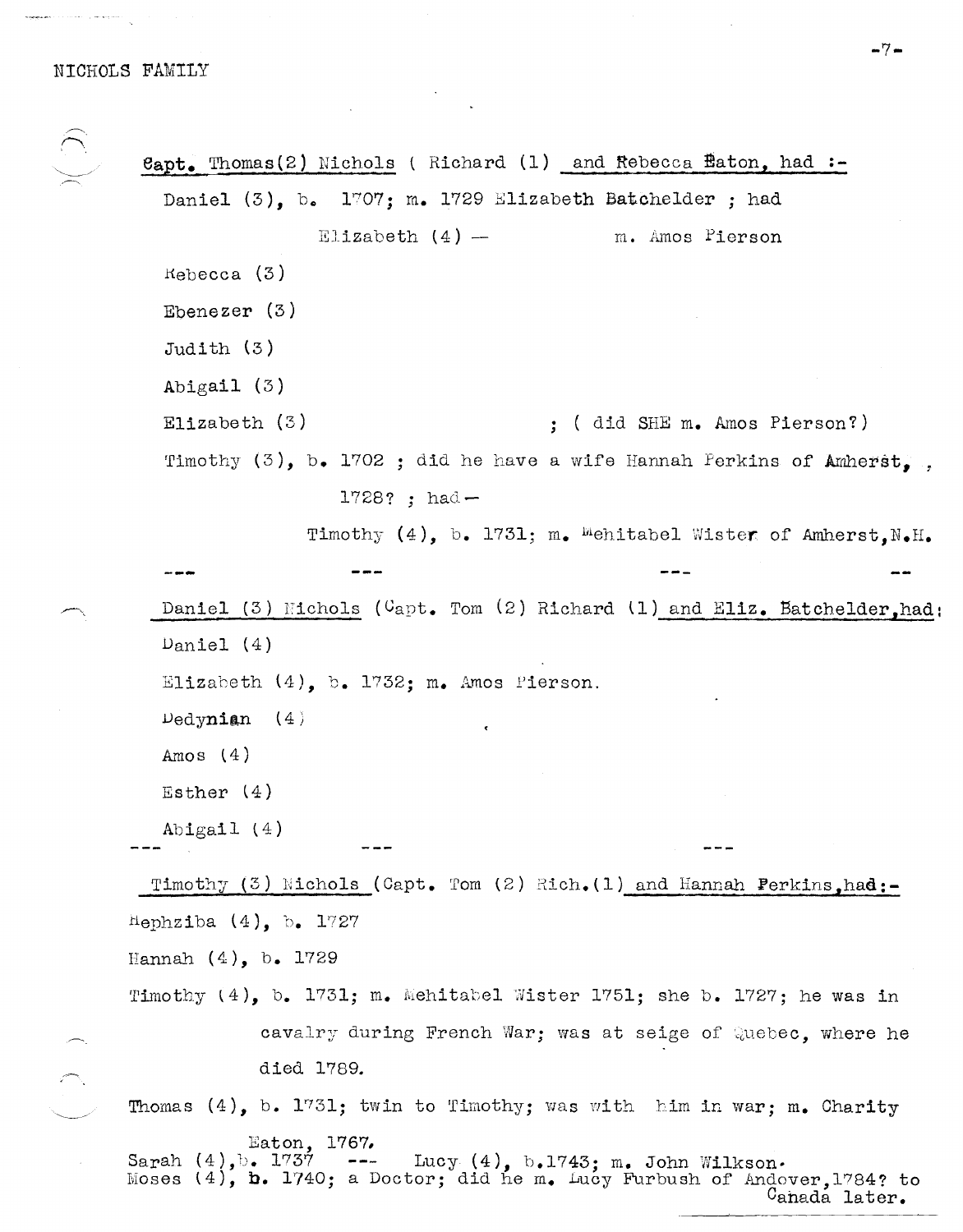Capt. Thomas(2) Nichols ( Richard (1) and Rebecca Eaton, had :-

Daniel (3), b. 1707; m. 1729 Elizabeth Batchelder ; had

Elizabeth (4) — m. Amos Pierson

Rebecca (3)

Ebenezer (3)

Judith (3)

Abigail (3)

Elizabeth (3) ; ( did SHE m. Amos Pierson?)

Timothy (3), b. 1702 ; did he have a wife Hannah Perkins of Amherst, , 1728? ; had—

Timothy (4), b. 1731; m. Mehitabel Wister of Amherst,N.H.

--- --- --- --

Daniel (3) Nichols (Capt. Tom (2) Richard (1) and Eliz. Batchelder,had:

Daniel (4)

Elizabeth (4), b. 1732; m. Amos Pierson.

Dedynian (4)

Amos (4)

Esther (4)

Abigail (4)

--- --- ---

Timothy (3) Nichols (Capt. Tom (2) Rich.(1) and Hannah Perkins,had:-

Hephziba (4), b. 1727

Hannah (4), b. 1729

Timothy (4), b. 1731; m. Mehitabel Wister 1751; she b. 1727; he was in cavalry during French War; was at seige of Quebec, where he died 1789.

Thomas (4), b. 1731; twin to Timothy; was with him in war; m. Charity Eaton, 1767.

Sarah (4), b. 1737 --- Lucy (4), b.1743; m. John Wilkson.

Moses (4), b. 1740; a Doctor; did he m. Lucy Furbush of Andover,1784? to Canada later.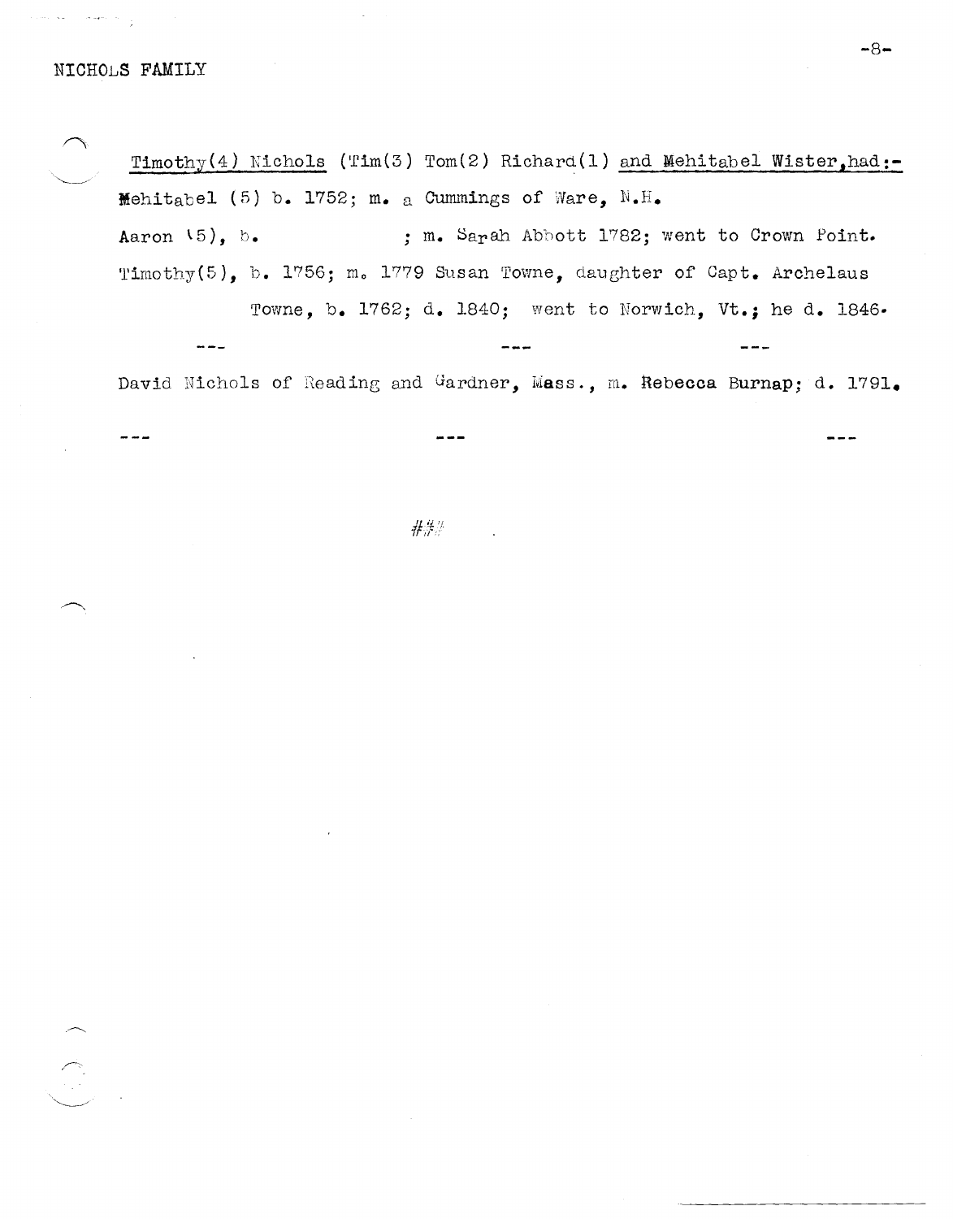Timothy(4) Nichols (Tim(3) Tom(2) Richard(1) and Mehitabel Wister, had:-

Mehitabel (5) b. 1752; m. a Cummings of Ware, N.H.

Aaron (5), b. ; m. Sarah Abbott 1782; went to Crown Point.

Timothy(5), b. 1756; m. 1779 Susan Towne, daughter of Capt. Archelaus Towne, b. 1762; d. 1840; went to Norwich, Vt.; he d. 1846.

--- --- ---

David Nichols of Reading and Gardner, Mass., m. Rebecca Burnap; d. 1791.

--- --- ---

##